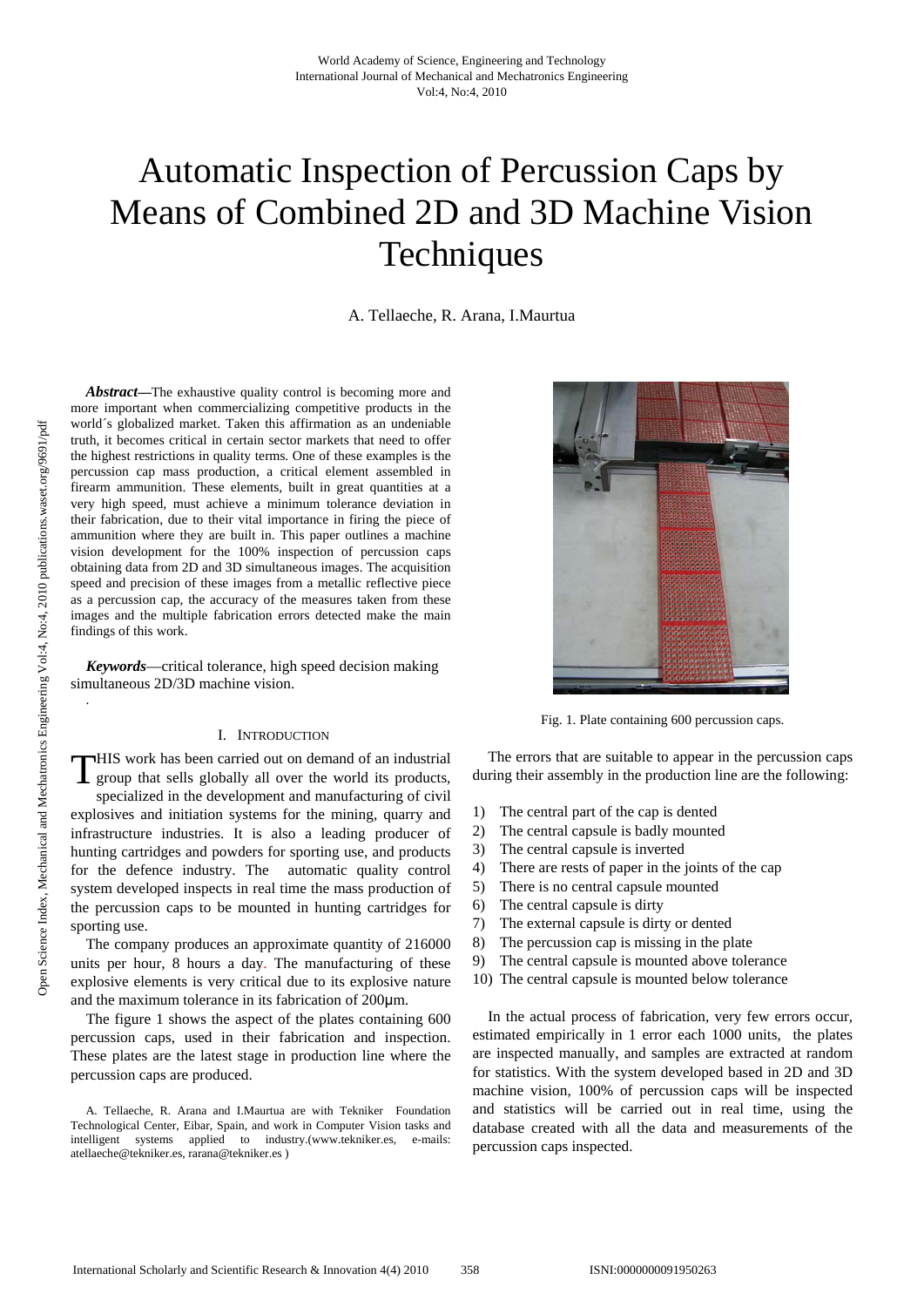# Automatic Inspection of Percussion Caps by Means of Combined 2D and 3D Machine Vision Techniques

A. Tellaeche, R. Arana, I.Maurtua

***Abstract*—**The exhaustive quality control is becoming more and more important when commercializing competitive products in the world´s globalized market. Taken this affirmation as an undeniable truth, it becomes critical in certain sector markets that need to offer the highest restrictions in quality terms. One of these examples is the percussion cap mass production, a critical element assembled in firearm ammunition. These elements, built in great quantities at a very high speed, must achieve a minimum tolerance deviation in their fabrication, due to their vital importance in firing the piece of ammunition where they are built in. This paper outlines a machine vision development for the 100% inspection of percussion caps obtaining data from 2D and 3D simultaneous images. The acquisition speed and precision of these images from a metallic reflective piece as a percussion cap, the accuracy of the measures taken from these images and the multiple fabrication errors detected make the main findings of this work.

***Keywords*—**critical tolerance, high speed decision making simultaneous 2D/3D machine vision.

## I. Introduction

THIS work has been carried out on demand of an industrial group that sells globally all over the world its products, specialized in the development and manufacturing of civil explosives and initiation systems for the mining, quarry and infrastructure industries. It is also a leading producer of hunting cartridges and powders for sporting use, and products for the defence industry. The automatic quality control system developed inspects in real time the mass production of the percussion caps to be mounted in hunting cartridges for sporting use.

The company produces an approximate quantity of 216000 units per hour, 8 hours a day. The manufacturing of these explosive elements is very critical due to its explosive nature and the maximum tolerance in its fabrication of 200μm.

The figure 1 shows the aspect of the plates containing 600 percussion caps, used in their fabrication and inspection. These plates are the latest stage in production line where the percussion caps are produced.

A. Tellaeche, R. Arana and I.Maurtua are with Tekniker Foundation Technological Center, Eibar, Spain, and work in Computer Vision tasks and intelligent systems applied to industry.(www.tekniker.es, e-mails: atellaeche@tekniker.es, rarana@tekniker.es )

Fig. 1. Plate containing 600 percussion caps.

The errors that are suitable to appear in the percussion caps during their assembly in the production line are the following:

1) The central part of the cap is dented
2) The central capsule is badly mounted
3) The central capsule is inverted
4) There are rests of paper in the joints of the cap
5) There is no central capsule mounted
6) The central capsule is dirty
7) The external capsule is dirty or dented
8) The percussion cap is missing in the plate
9) The central capsule is mounted above tolerance
10) The central capsule is mounted below tolerance

In the actual process of fabrication, very few errors occur, estimated empirically in 1 error each 1000 units, the plates are inspected manually, and samples are extracted at random for statistics. With the system developed based in 2D and 3D machine vision, 100% of percussion caps will be inspected and statistics will be carried out in real time, using the database created with all the data and measurements of the percussion caps inspected.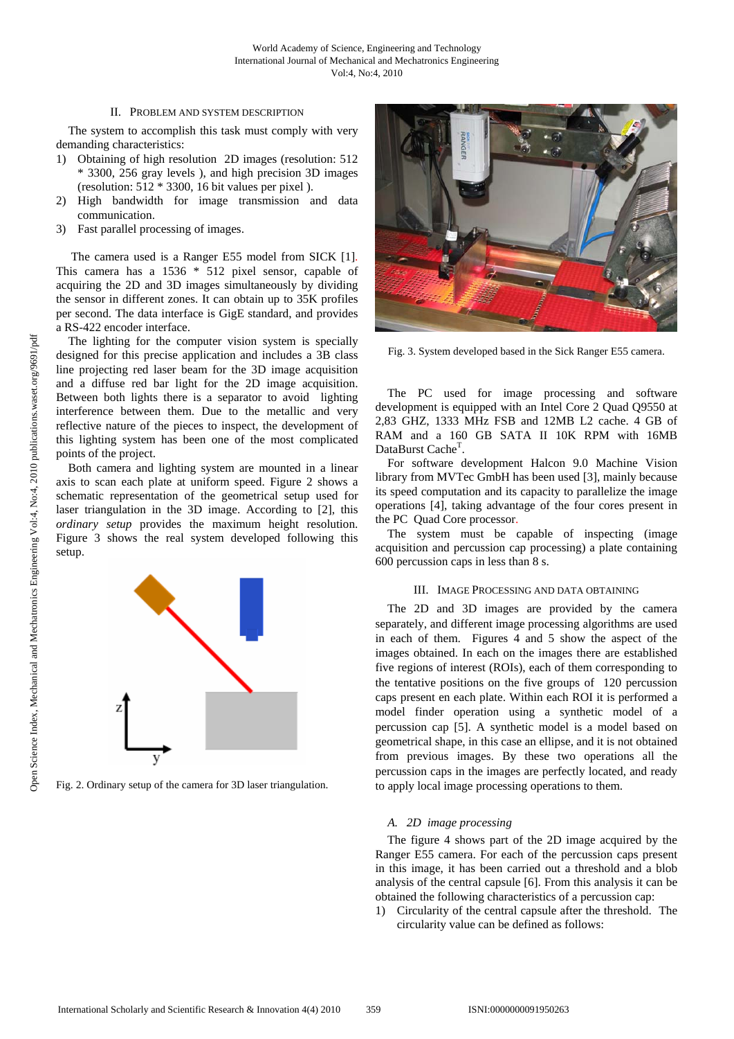## II. Problem and System Description

The system to accomplish this task must comply with very demanding characteristics:

1) Obtaining of high resolution 2D images (resolution: 512 * 3300, 256 gray levels ), and high precision 3D images (resolution: 512 * 3300, 16 bit values per pixel ).
2) High bandwidth for image transmission and data communication.
3) Fast parallel processing of images.

The camera used is a Ranger E55 model from SICK [1]. This camera has a 1536 * 512 pixel sensor, capable of acquiring the 2D and 3D images simultaneously by dividing the sensor in different zones. It can obtain up to 35K profiles per second. The data interface is GigE standard, and provides a RS-422 encoder interface.

The lighting for the computer vision system is specially designed for this precise application and includes a 3B class line projecting red laser beam for the 3D image acquisition and a diffuse red bar light for the 2D image acquisition. Between both lights there is a separator to avoid lighting interference between them. Due to the metallic and very reflective nature of the pieces to inspect, the development of this lighting system has been one of the most complicated points of the project.

Both camera and lighting system are mounted in a linear axis to scan each plate at uniform speed. Figure 2 shows a schematic representation of the geometrical setup used for laser triangulation in the 3D image. According to [2], this *ordinary setup* provides the maximum height resolution. Figure 3 shows the real system developed following this setup.

Fig. 2. Ordinary setup of the camera for 3D laser triangulation.

Fig. 3. System developed based in the Sick Ranger E55 camera.

The PC used for image processing and software development is equipped with an Intel Core 2 Quad Q9550 at 2,83 GHZ, 1333 MHz FSB and 12MB L2 cache. 4 GB of RAM and a 160 GB SATA II 10K RPM with 16MB DataBurst Cache[T].

For software development Halcon 9.0 Machine Vision library from MVTec GmbH has been used [3], mainly because its speed computation and its capacity to parallelize the image operations [4], taking advantage of the four cores present in the PC Quad Core processor.

The system must be capable of inspecting (image acquisition and percussion cap processing) a plate containing 600 percussion caps in less than 8 s.

## III. Image Processing and Data Obtaining

The 2D and 3D images are provided by the camera separately, and different image processing algorithms are used in each of them. Figures 4 and 5 show the aspect of the images obtained. In each on the images there are established five regions of interest (ROIs), each of them corresponding to the tentative positions on the five groups of 120 percussion caps present en each plate. Within each ROI it is performed a model finder operation using a synthetic model of a percussion cap [5]. A synthetic model is a model based on geometrical shape, in this case an ellipse, and it is not obtained from previous images. By these two operations all the percussion caps in the images are perfectly located, and ready to apply local image processing operations to them.

### A. 2D image processing

The figure 4 shows part of the 2D image acquired by the Ranger E55 camera. For each of the percussion caps present in this image, it has been carried out a threshold and a blob analysis of the central capsule [6]. From this analysis it can be obtained the following characteristics of a percussion cap:

1) Circularity of the central capsule after the threshold. The circularity value can be defined as follows: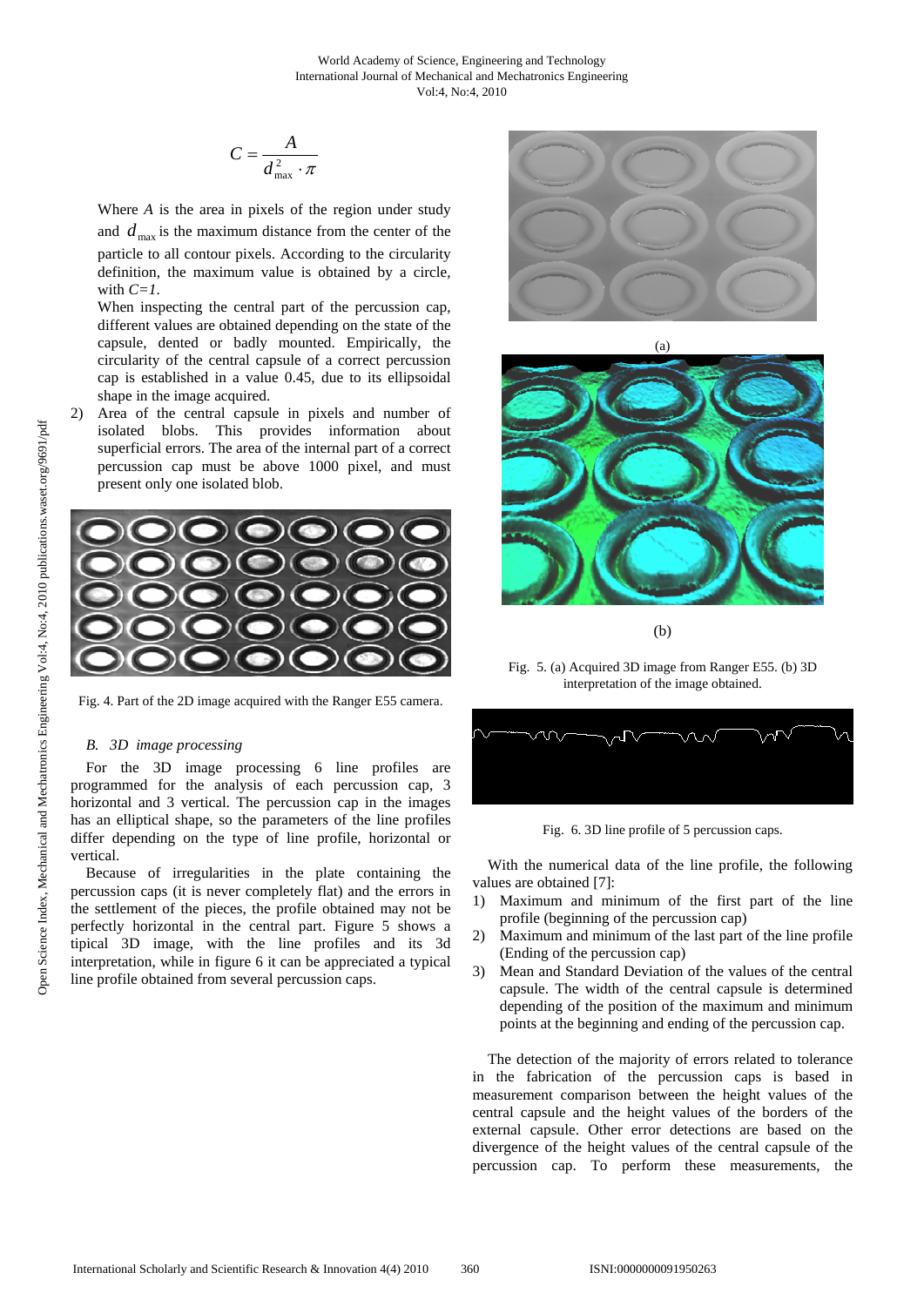$$C = \frac{A}{d_{\max}^2 \cdot \pi}$$

Where $A$ is the area in pixels of the region under study and $d_{\max}$ is the maximum distance from the center of the particle to all contour pixels. According to the circularity definition, the maximum value is obtained by a circle, with $C=1$.

When inspecting the central part of the percussion cap, different values are obtained depending on the state of the capsule, dented or badly mounted. Empirically, the circularity of the central capsule of a correct percussion cap is established in a value 0.45, due to its ellipsoidal shape in the image acquired.

2) Area of the central capsule in pixels and number of isolated blobs. This provides information about superficial errors. The area of the internal part of a correct percussion cap must be above 1000 pixel, and must present only one isolated blob.

Fig. 4. Part of the 2D image acquired with the Ranger E55 camera.

### B. 3D image processing

For the 3D image processing 6 line profiles are programmed for the analysis of each percussion cap, 3 horizontal and 3 vertical. The percussion cap in the images has an elliptical shape, so the parameters of the line profiles differ depending on the type of line profile, horizontal or vertical.

Because of irregularities in the plate containing the percussion caps (it is never completely flat) and the errors in the settlement of the pieces, the profile obtained may not be perfectly horizontal in the central part. Figure 5 shows a tipical 3D image, with the line profiles and its 3d interpretation, while in figure 6 it can be appreciated a typical line profile obtained from several percussion caps.

(a)

(b)

Fig. 5. (a) Acquired 3D image from Ranger E55. (b) 3D interpretation of the image obtained.

Fig. 6. 3D line profile of 5 percussion caps.

With the numerical data of the line profile, the following values are obtained [7]:

1) Maximum and minimum of the first part of the line profile (beginning of the percussion cap)
2) Maximum and minimum of the last part of the line profile (Ending of the percussion cap)
3) Mean and Standard Deviation of the values of the central capsule. The width of the central capsule is determined depending of the position of the maximum and minimum points at the beginning and ending of the percussion cap.

The detection of the majority of errors related to tolerance in the fabrication of the percussion caps is based in measurement comparison between the height values of the central capsule and the height values of the borders of the external capsule. Other error detections are based on the divergence of the height values of the central capsule of the percussion cap. To perform these measurements, the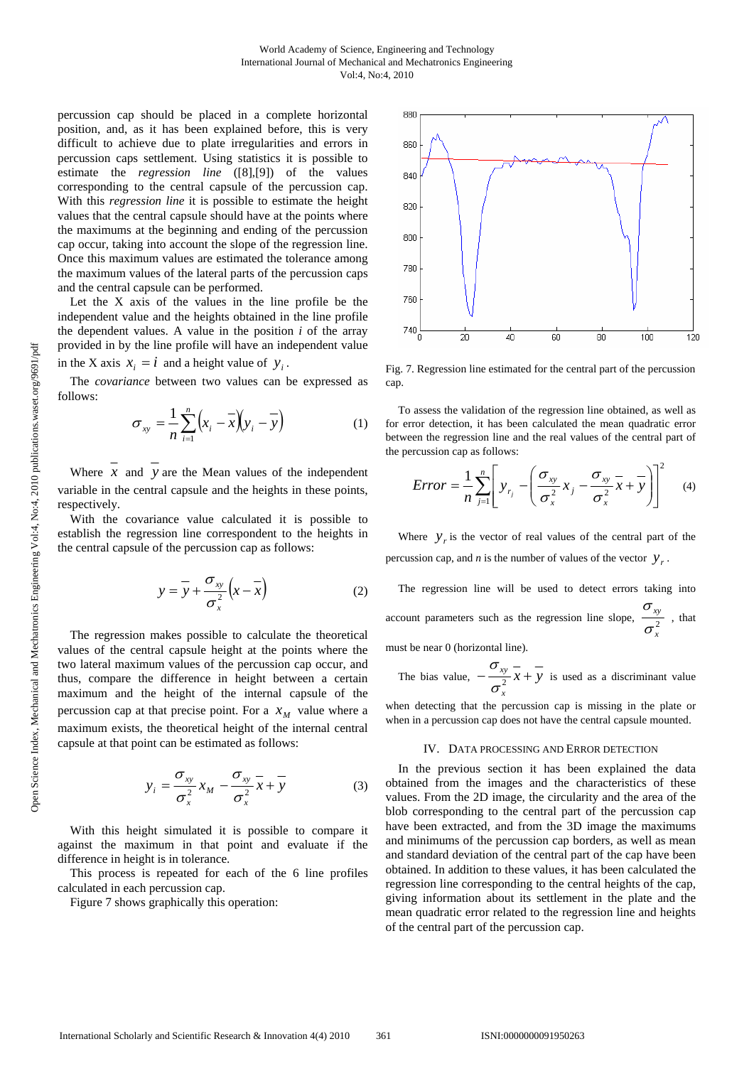percussion cap should be placed in a complete horizontal position, and, as it has been explained before, this is very difficult to achieve due to plate irregularities and errors in percussion caps settlement. Using statistics it is possible to estimate the *regression line* ([8],[9]) of the values corresponding to the central capsule of the percussion cap. With this *regression line* it is possible to estimate the height values that the central capsule should have at the points where the maximums at the beginning and ending of the percussion cap occur, taking into account the slope of the regression line. Once this maximum values are estimated the tolerance among the maximum values of the lateral parts of the percussion caps and the central capsule can be performed.

Let the X axis of the values in the line profile be the independent value and the heights obtained in the line profile the dependent values. A value in the position *i* of the array provided in by the line profile will have an independent value in the X axis $x_i = i$ and a height value of $y_i$.

The *covariance* between two values can be expressed as follows:

$$\sigma_{xy} = \frac{1}{n}\sum_{i=1}^{n}\left(x_i - \bar{x}\right)\left(y_i - \bar{y}\right) \quad (1)$$

Where $\bar{x}$ and $\bar{y}$ are the Mean values of the independent variable in the central capsule and the heights in these points, respectively.

With the covariance value calculated it is possible to establish the regression line correspondent to the heights in the central capsule of the percussion cap as follows:

$$y = \bar{y} + \frac{\sigma_{xy}}{\sigma_x^2}\left(x - \bar{x}\right) \quad (2)$$

The regression makes possible to calculate the theoretical values of the central capsule height at the points where the two lateral maximum values of the percussion cap occur, and thus, compare the difference in height between a certain maximum and the height of the internal capsule of the percussion cap at that precise point. For a $x_M$ value where a maximum exists, the theoretical height of the internal central capsule at that point can be estimated as follows:

$$y_i = \frac{\sigma_{xy}}{\sigma_x^2}x_M - \frac{\sigma_{xy}}{\sigma_x^2}\bar{x} + \bar{y} \quad (3)$$

With this height simulated it is possible to compare it against the maximum in that point and evaluate if the difference in height is in tolerance.

This process is repeated for each of the 6 line profiles calculated in each percussion cap.

Figure 7 shows graphically this operation:

Fig. 7. Regression line estimated for the central part of the percussion cap.

To assess the validation of the regression line obtained, as well as for error detection, it has been calculated the mean quadratic error between the regression line and the real values of the central part of the percussion cap as follows:

$$Error = \frac{1}{n}\sum_{j=1}^{n}\left[y_{r_j} - \left(\frac{\sigma_{xy}}{\sigma_x^2}x_j - \frac{\sigma_{xy}}{\sigma_x^2}\bar{x} + \bar{y}\right)\right]^2 \quad (4)$$

Where $y_r$ is the vector of real values of the central part of the percussion cap, and *n* is the number of values of the vector $y_r$.

The regression line will be used to detect errors taking into account parameters such as the regression line slope, $\frac{\sigma_{xy}}{\sigma_x^2}$, that must be near 0 (horizontal line).

The bias value, $-\frac{\sigma_{xy}}{\sigma_x^2}\bar{x} + \bar{y}$ is used as a discriminant value when detecting that the percussion cap is missing in the plate or when in a percussion cap does not have the central capsule mounted.

## IV. Data Processing and Error Detection

In the previous section it has been explained the data obtained from the images and the characteristics of these values. From the 2D image, the circularity and the area of the blob corresponding to the central part of the percussion cap have been extracted, and from the 3D image the maximums and minimums of the percussion cap borders, as well as mean and standard deviation of the central part of the cap have been obtained. In addition to these values, it has been calculated the regression line corresponding to the central heights of the cap, giving information about its settlement in the plate and the mean quadratic error related to the regression line and heights of the central part of the percussion cap.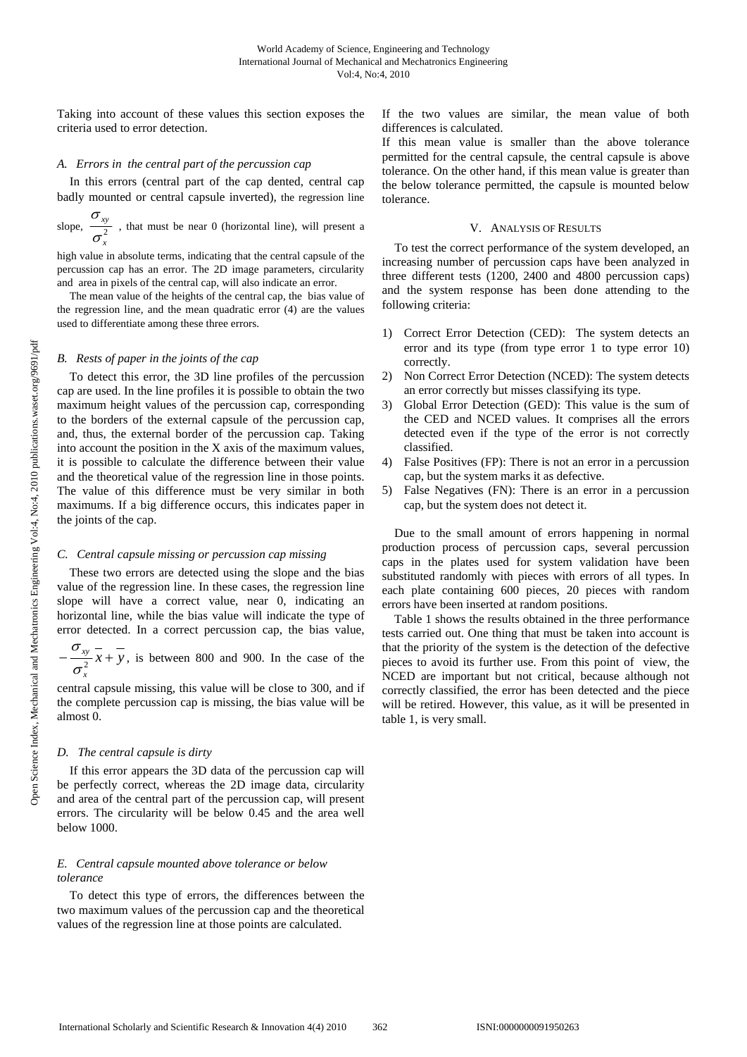Taking into account of these values this section exposes the criteria used to error detection.

### *A. Errors in the central part of the percussion cap*

In this errors (central part of the cap dented, central cap badly mounted or central capsule inverted), the regression line slope, $\frac{\sigma_{xy}}{\sigma_x^2}$, that must be near 0 (horizontal line), will present a high value in absolute terms, indicating that the central capsule of the percussion cap has an error. The 2D image parameters, circularity and area in pixels of the central cap, will also indicate an error.

The mean value of the heights of the central cap, the bias value of the regression line, and the mean quadratic error (4) are the values used to differentiate among these three errors.

### *B. Rests of paper in the joints of the cap*

To detect this error, the 3D line profiles of the percussion cap are used. In the line profiles it is possible to obtain the two maximum height values of the percussion cap, corresponding to the borders of the external capsule of the percussion cap, and, thus, the external border of the percussion cap. Taking into account the position in the X axis of the maximum values, it is possible to calculate the difference between their value and the theoretical value of the regression line in those points. The value of this difference must be very similar in both maximums. If a big difference occurs, this indicates paper in the joints of the cap.

### *C. Central capsule missing or percussion cap missing*

These two errors are detected using the slope and the bias value of the regression line. In these cases, the regression line slope will have a correct value, near 0, indicating an horizontal line, while the bias value will indicate the type of error detected. In a correct percussion cap, the bias value, $-\frac{\sigma_{xy}}{\sigma_x^2}\overline{x}+\overline{y}$, is between 800 and 900. In the case of the central capsule missing, this value will be close to 300, and if the complete percussion cap is missing, the bias value will be almost 0.

### *D. The central capsule is dirty*

If this error appears the 3D data of the percussion cap will be perfectly correct, whereas the 2D image data, circularity and area of the central part of the percussion cap, will present errors. The circularity will be below 0.45 and the area well below 1000.

### *E. Central capsule mounted above tolerance or below tolerance*

To detect this type of errors, the differences between the two maximum values of the percussion cap and the theoretical values of the regression line at those points are calculated.

If the two values are similar, the mean value of both differences is calculated.

If this mean value is smaller than the above tolerance permitted for the central capsule, the central capsule is above tolerance. On the other hand, if this mean value is greater than the below tolerance permitted, the capsule is mounted below tolerance.

## V. ANALYSIS OF RESULTS

To test the correct performance of the system developed, an increasing number of percussion caps have been analyzed in three different tests (1200, 2400 and 4800 percussion caps) and the system response has been done attending to the following criteria:

1) Correct Error Detection (CED): The system detects an error and its type (from type error 1 to type error 10) correctly.
2) Non Correct Error Detection (NCED): The system detects an error correctly but misses classifying its type.
3) Global Error Detection (GED): This value is the sum of the CED and NCED values. It comprises all the errors detected even if the type of the error is not correctly classified.
4) False Positives (FP): There is not an error in a percussion cap, but the system marks it as defective.
5) False Negatives (FN): There is an error in a percussion cap, but the system does not detect it.

Due to the small amount of errors happening in normal production process of percussion caps, several percussion caps in the plates used for system validation have been substituted randomly with pieces with errors of all types. In each plate containing 600 pieces, 20 pieces with random errors have been inserted at random positions.

Table 1 shows the results obtained in the three performance tests carried out. One thing that must be taken into account is that the priority of the system is the detection of the defective pieces to avoid its further use. From this point of view, the NCED are important but not critical, because although not correctly classified, the error has been detected and the piece will be retired. However, this value, as it will be presented in table 1, is very small.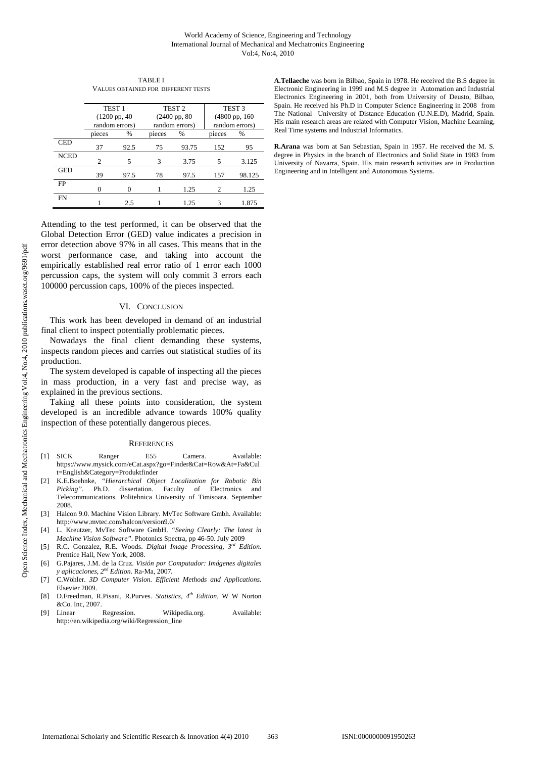TABLE I
VALUES OBTAINED FOR DIFFERENT TESTS

| | TEST 1 (1200 pp, 40 random errors) | | TEST 2 (2400 pp, 80 random errors) | | TEST 3 (4800 pp, 160 random errors) | |
|---|---|---|---|---|---|---|
| | pieces | % | pieces | % | pieces | % |
| CED | 37 | 92.5 | 75 | 93.75 | 152 | 95 |
| NCED | 2 | 5 | 3 | 3.75 | 5 | 3.125 |
| GED | 39 | 97.5 | 78 | 97.5 | 157 | 98.125 |
| FP | 0 | 0 | 1 | 1.25 | 2 | 1.25 |
| FN | 1 | 2.5 | 1 | 1.25 | 3 | 1.875 |

Attending to the test performed, it can be observed that the Global Detection Error (GED) value indicates a precision in error detection above 97% in all cases. This means that in the worst performance case, and taking into account the empirically established real error ratio of 1 error each 1000 percussion caps, the system will only commit 3 errors each 100000 percussion caps, 100% of the pieces inspected.

## VI. Conclusion

This work has been developed in demand of an industrial final client to inspect potentially problematic pieces.

Nowadays the final client demanding these systems, inspects random pieces and carries out statistical studies of its production.

The system developed is capable of inspecting all the pieces in mass production, in a very fast and precise way, as explained in the previous sections.

Taking all these points into consideration, the system developed is an incredible advance towards 100% quality inspection of these potentially dangerous pieces.

## References

[1] SICK Ranger E55 Camera. Available: https://www.mysick.com/eCat.aspx?go=Finder&Cat=Row&At=Fa&Cult=English&Category=Produktfinder

[2] K.E.Boehnke, *"Hierarchical Object Localization for Robotic Bin Picking"*. Ph.D. dissertation. Faculty of Electronics and Telecommunications. Politehnica University of Timisoara. September 2008.

[3] Halcon 9.0. Machine Vision Library. MvTec Software Gmbh. Available: http://www.mvtec.com/halcon/version9.0/

[4] L. Kreutzer, MvTec Software GmbH. *"Seeing Clearly: The latest in Machine Vision Software"*. Photonics Spectra, pp 46-50. July 2009

[5] R.C. Gonzalez, R.E. Woods. *Digital Image Processing, 3rd Edition.* Prentice Hall, New York, 2008.

[6] G.Pajares, J.M. de la Cruz. *Visión por Computador: Imágenes digitales y aplicaciones, 2nd Edition.* Ra-Ma, 2007.

[7] C.Wöhler. *3D Computer Vision. Efficient Methods and Applications.* Elsevier 2009.

[8] D.Freedman, R.Pisani, R.Purves. *Statistics, 4th Edition*, W W Norton &Co. Inc, 2007.

[9] Linear Regression. Wikipedia.org. Available: http://en.wikipedia.org/wiki/Regression_line

**A.Tellaeche** was born in Bilbao, Spain in 1978. He received the B.S degree in Electronic Engineering in 1999 and M.S degree in Automation and Industrial Electronics Engineering in 2001, both from University of Deusto, Bilbao, Spain. He received his Ph.D in Computer Science Engineering in 2008 from The National University of Distance Education (U.N.E.D), Madrid, Spain. His main research areas are related with Computer Vision, Machine Learning, Real Time systems and Industrial Informatics.

**R.Arana** was born at San Sebastian, Spain in 1957. He received the M. S. degree in Physics in the branch of Electronics and Solid State in 1983 from University of Navarra, Spain. His main research activities are in Production Engineering and in Intelligent and Autonomous Systems.